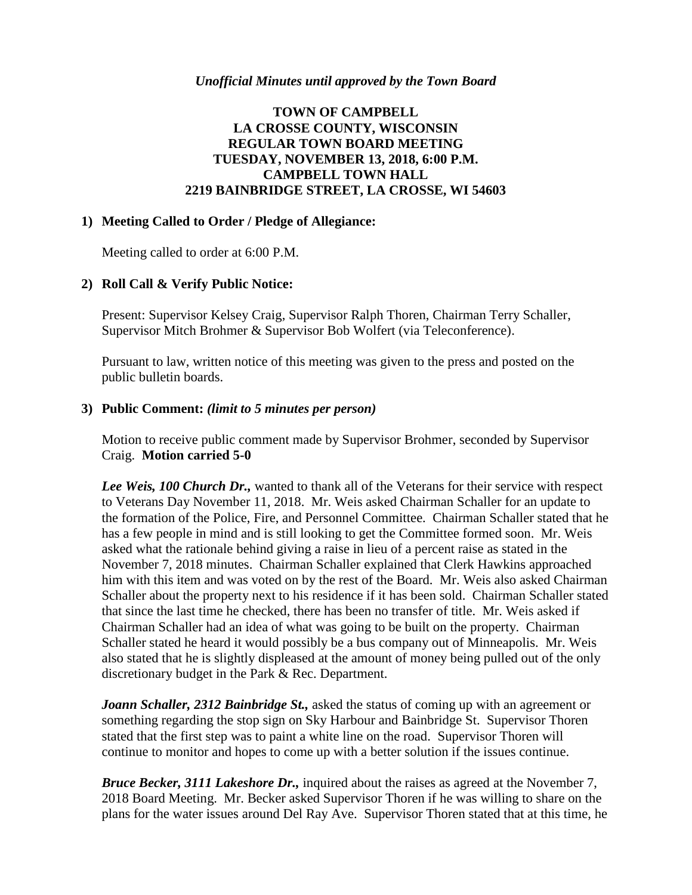*Unofficial Minutes until approved by the Town Board*

**TOWN OF CAMPBELL**
**LA CROSSE COUNTY, WISCONSIN**
**REGULAR TOWN BOARD MEETING**
**TUESDAY, NOVEMBER 13, 2018, 6:00 P.M.**
**CAMPBELL TOWN HALL**
**2219 BAINBRIDGE STREET, LA CROSSE, WI 54603**

**1) Meeting Called to Order / Pledge of Allegiance:**

Meeting called to order at 6:00 P.M.

**2) Roll Call & Verify Public Notice:**

Present: Supervisor Kelsey Craig, Supervisor Ralph Thoren, Chairman Terry Schaller, Supervisor Mitch Brohmer & Supervisor Bob Wolfert (via Teleconference).

Pursuant to law, written notice of this meeting was given to the press and posted on the public bulletin boards.

**3) Public Comment:** ***(limit to 5 minutes per person)***

Motion to receive public comment made by Supervisor Brohmer, seconded by Supervisor Craig. **Motion carried 5-0**

***Lee Weis, 100 Church Dr.,*** wanted to thank all of the Veterans for their service with respect to Veterans Day November 11, 2018. Mr. Weis asked Chairman Schaller for an update to the formation of the Police, Fire, and Personnel Committee. Chairman Schaller stated that he has a few people in mind and is still looking to get the Committee formed soon. Mr. Weis asked what the rationale behind giving a raise in lieu of a percent raise as stated in the November 7, 2018 minutes. Chairman Schaller explained that Clerk Hawkins approached him with this item and was voted on by the rest of the Board. Mr. Weis also asked Chairman Schaller about the property next to his residence if it has been sold. Chairman Schaller stated that since the last time he checked, there has been no transfer of title. Mr. Weis asked if Chairman Schaller had an idea of what was going to be built on the property. Chairman Schaller stated he heard it would possibly be a bus company out of Minneapolis. Mr. Weis also stated that he is slightly displeased at the amount of money being pulled out of the only discretionary budget in the Park & Rec. Department.

***Joann Schaller, 2312 Bainbridge St.,*** asked the status of coming up with an agreement or something regarding the stop sign on Sky Harbour and Bainbridge St. Supervisor Thoren stated that the first step was to paint a white line on the road. Supervisor Thoren will continue to monitor and hopes to come up with a better solution if the issues continue.

***Bruce Becker, 3111 Lakeshore Dr.,*** inquired about the raises as agreed at the November 7, 2018 Board Meeting. Mr. Becker asked Supervisor Thoren if he was willing to share on the plans for the water issues around Del Ray Ave. Supervisor Thoren stated that at this time, he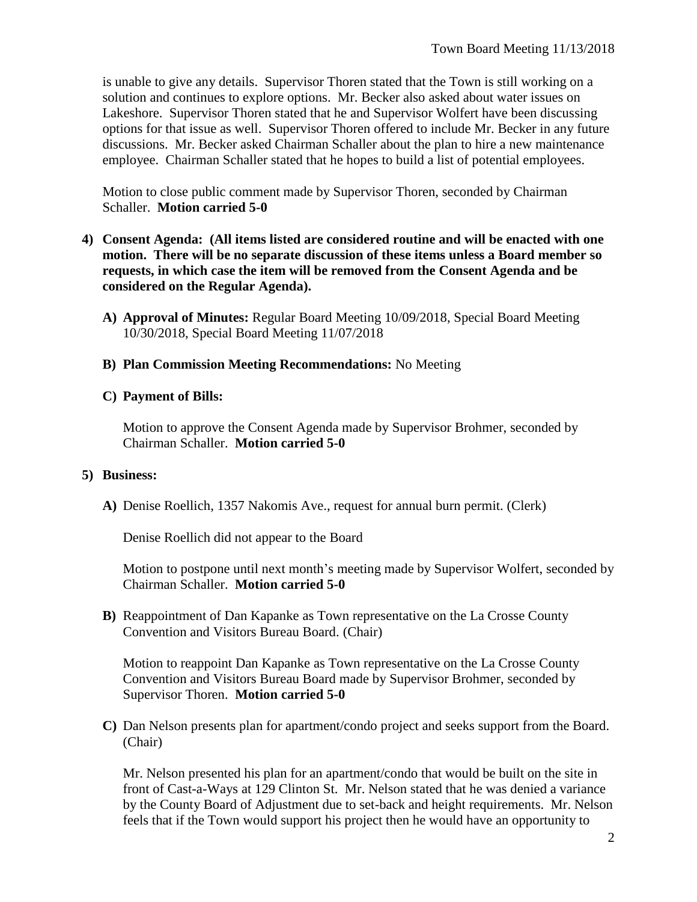is unable to give any details. Supervisor Thoren stated that the Town is still working on a solution and continues to explore options. Mr. Becker also asked about water issues on Lakeshore. Supervisor Thoren stated that he and Supervisor Wolfert have been discussing options for that issue as well. Supervisor Thoren offered to include Mr. Becker in any future discussions. Mr. Becker asked Chairman Schaller about the plan to hire a new maintenance employee. Chairman Schaller stated that he hopes to build a list of potential employees.

Motion to close public comment made by Supervisor Thoren, seconded by Chairman Schaller. **Motion carried 5-0**

4) **Consent Agenda: (All items listed are considered routine and will be enacted with one motion. There will be no separate discussion of these items unless a Board member so requests, in which case the item will be removed from the Consent Agenda and be considered on the Regular Agenda).**

   A) **Approval of Minutes:** Regular Board Meeting 10/09/2018, Special Board Meeting 10/30/2018, Special Board Meeting 11/07/2018

   B) **Plan Commission Meeting Recommendations:** No Meeting

   C) **Payment of Bills:**

   Motion to approve the Consent Agenda made by Supervisor Brohmer, seconded by Chairman Schaller. **Motion carried 5-0**

5) **Business:**

   **A)** Denise Roellich, 1357 Nakomis Ave., request for annual burn permit. (Clerk)

   Denise Roellich did not appear to the Board

   Motion to postpone until next month's meeting made by Supervisor Wolfert, seconded by Chairman Schaller. **Motion carried 5-0**

   **B)** Reappointment of Dan Kapanke as Town representative on the La Crosse County Convention and Visitors Bureau Board. (Chair)

   Motion to reappoint Dan Kapanke as Town representative on the La Crosse County Convention and Visitors Bureau Board made by Supervisor Brohmer, seconded by Supervisor Thoren. **Motion carried 5-0**

   **C)** Dan Nelson presents plan for apartment/condo project and seeks support from the Board. (Chair)

   Mr. Nelson presented his plan for an apartment/condo that would be built on the site in front of Cast-a-Ways at 129 Clinton St. Mr. Nelson stated that he was denied a variance by the County Board of Adjustment due to set-back and height requirements. Mr. Nelson feels that if the Town would support his project then he would have an opportunity to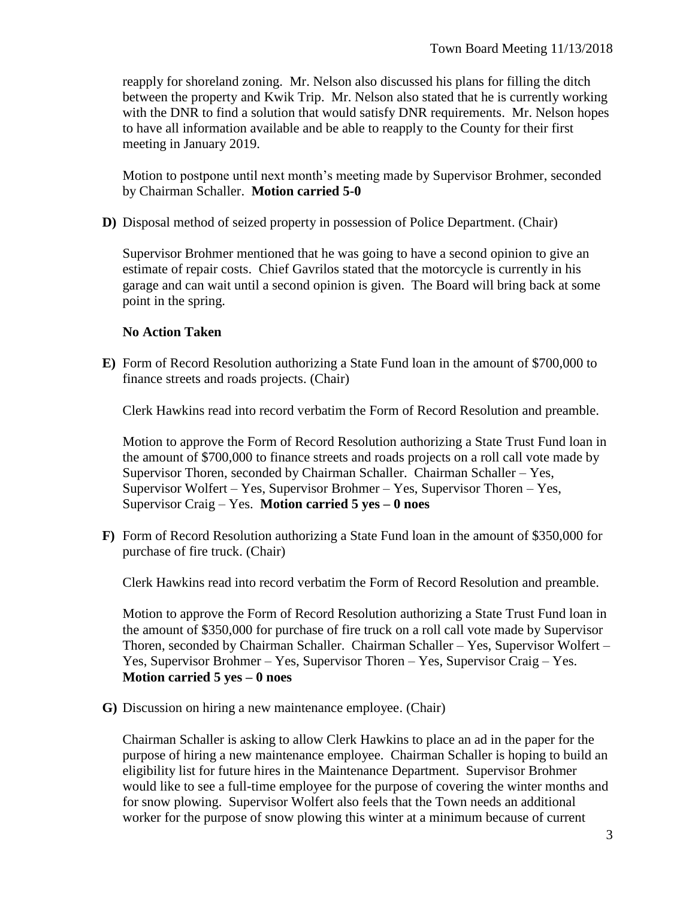reapply for shoreland zoning. Mr. Nelson also discussed his plans for filling the ditch between the property and Kwik Trip. Mr. Nelson also stated that he is currently working with the DNR to find a solution that would satisfy DNR requirements. Mr. Nelson hopes to have all information available and be able to reapply to the County for their first meeting in January 2019.

Motion to postpone until next month's meeting made by Supervisor Brohmer, seconded by Chairman Schaller. **Motion carried 5-0**

**D)** Disposal method of seized property in possession of Police Department. (Chair)

Supervisor Brohmer mentioned that he was going to have a second opinion to give an estimate of repair costs. Chief Gavrilos stated that the motorcycle is currently in his garage and can wait until a second opinion is given. The Board will bring back at some point in the spring.

**No Action Taken**

**E)** Form of Record Resolution authorizing a State Fund loan in the amount of $700,000 to finance streets and roads projects. (Chair)

Clerk Hawkins read into record verbatim the Form of Record Resolution and preamble.

Motion to approve the Form of Record Resolution authorizing a State Trust Fund loan in the amount of $700,000 to finance streets and roads projects on a roll call vote made by Supervisor Thoren, seconded by Chairman Schaller. Chairman Schaller – Yes, Supervisor Wolfert – Yes, Supervisor Brohmer – Yes, Supervisor Thoren – Yes, Supervisor Craig – Yes. **Motion carried 5 yes – 0 noes**

**F)** Form of Record Resolution authorizing a State Fund loan in the amount of $350,000 for purchase of fire truck. (Chair)

Clerk Hawkins read into record verbatim the Form of Record Resolution and preamble.

Motion to approve the Form of Record Resolution authorizing a State Trust Fund loan in the amount of $350,000 for purchase of fire truck on a roll call vote made by Supervisor Thoren, seconded by Chairman Schaller. Chairman Schaller – Yes, Supervisor Wolfert – Yes, Supervisor Brohmer – Yes, Supervisor Thoren – Yes, Supervisor Craig – Yes. **Motion carried 5 yes – 0 noes**

**G)** Discussion on hiring a new maintenance employee. (Chair)

Chairman Schaller is asking to allow Clerk Hawkins to place an ad in the paper for the purpose of hiring a new maintenance employee. Chairman Schaller is hoping to build an eligibility list for future hires in the Maintenance Department. Supervisor Brohmer would like to see a full-time employee for the purpose of covering the winter months and for snow plowing. Supervisor Wolfert also feels that the Town needs an additional worker for the purpose of snow plowing this winter at a minimum because of current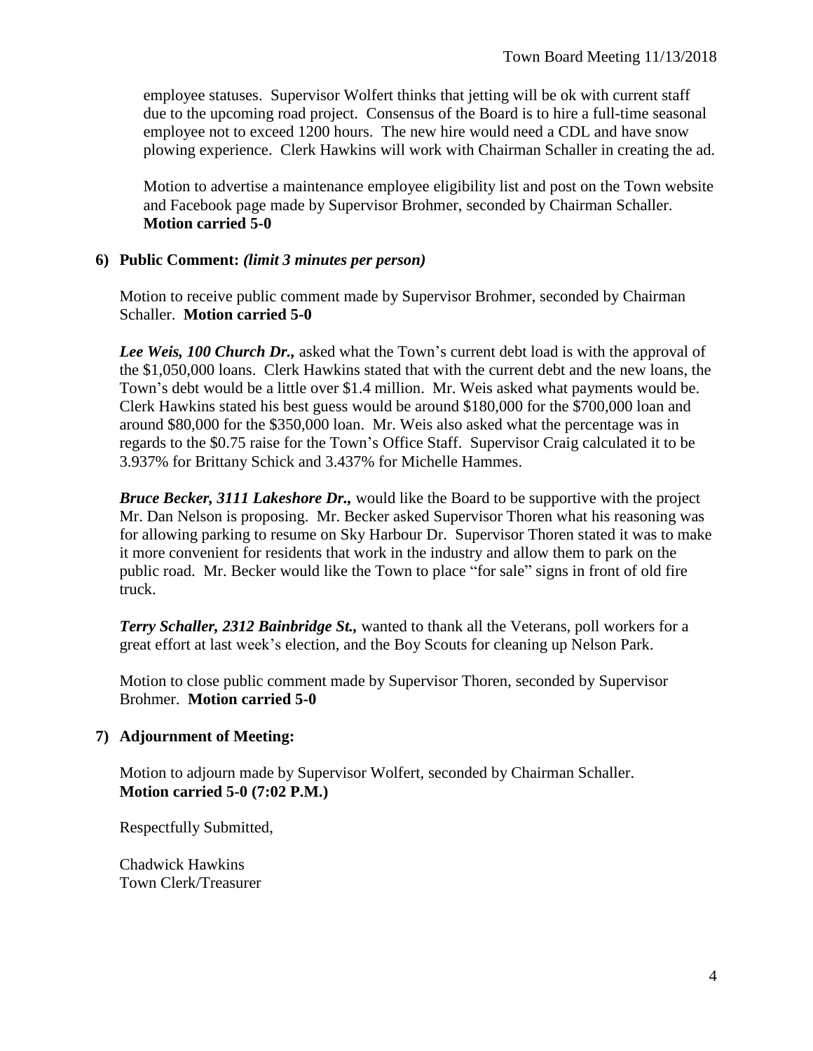employee statuses. Supervisor Wolfert thinks that jetting will be ok with current staff due to the upcoming road project. Consensus of the Board is to hire a full-time seasonal employee not to exceed 1200 hours. The new hire would need a CDL and have snow plowing experience. Clerk Hawkins will work with Chairman Schaller in creating the ad.

Motion to advertise a maintenance employee eligibility list and post on the Town website and Facebook page made by Supervisor Brohmer, seconded by Chairman Schaller. **Motion carried 5-0**

**6) Public Comment:** ***(limit 3 minutes per person)***

Motion to receive public comment made by Supervisor Brohmer, seconded by Chairman Schaller. **Motion carried 5-0**

***Lee Weis, 100 Church Dr.,*** asked what the Town's current debt load is with the approval of the $1,050,000 loans. Clerk Hawkins stated that with the current debt and the new loans, the Town's debt would be a little over $1.4 million. Mr. Weis asked what payments would be. Clerk Hawkins stated his best guess would be around $180,000 for the $700,000 loan and around $80,000 for the $350,000 loan. Mr. Weis also asked what the percentage was in regards to the $0.75 raise for the Town's Office Staff. Supervisor Craig calculated it to be 3.937% for Brittany Schick and 3.437% for Michelle Hammes.

***Bruce Becker, 3111 Lakeshore Dr.,*** would like the Board to be supportive with the project Mr. Dan Nelson is proposing. Mr. Becker asked Supervisor Thoren what his reasoning was for allowing parking to resume on Sky Harbour Dr. Supervisor Thoren stated it was to make it more convenient for residents that work in the industry and allow them to park on the public road. Mr. Becker would like the Town to place "for sale" signs in front of old fire truck.

***Terry Schaller, 2312 Bainbridge St.,*** wanted to thank all the Veterans, poll workers for a great effort at last week's election, and the Boy Scouts for cleaning up Nelson Park.

Motion to close public comment made by Supervisor Thoren, seconded by Supervisor Brohmer. **Motion carried 5-0**

**7) Adjournment of Meeting:**

Motion to adjourn made by Supervisor Wolfert, seconded by Chairman Schaller. **Motion carried 5-0 (7:02 P.M.)**

Respectfully Submitted,

Chadwick Hawkins
Town Clerk/Treasurer